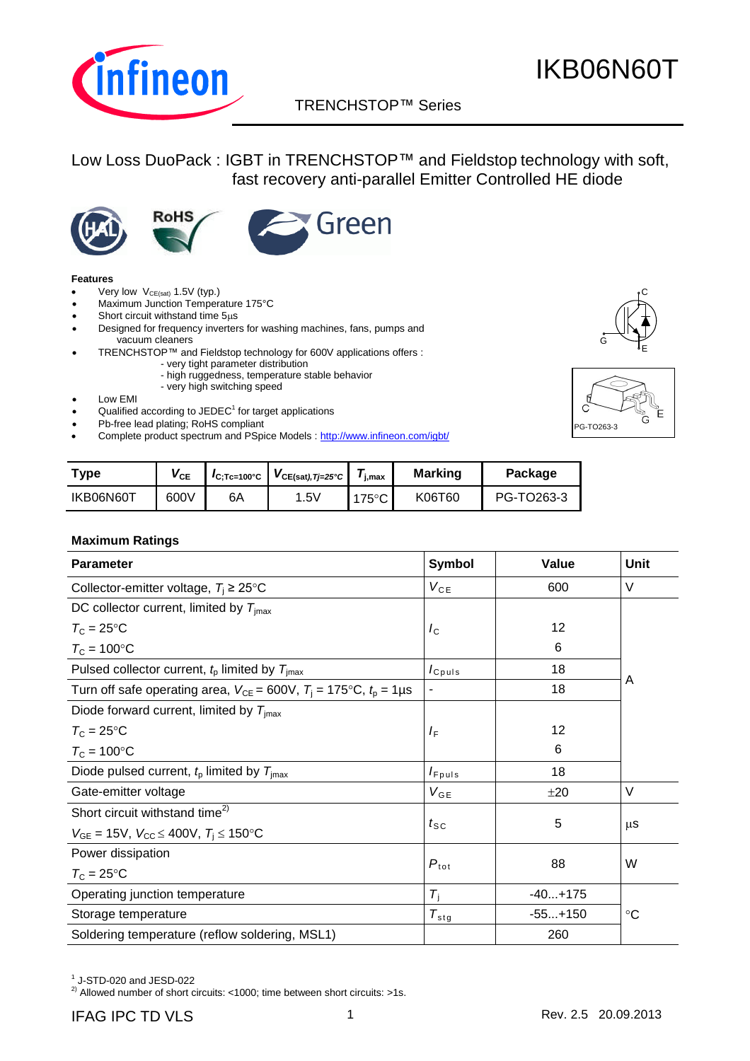# IKB06N60T

TRENCHSTOP™ Series

## Low Loss DuoPack : IGBT in TRENCHSTOP™ and Fieldstop technology with soft, fast recovery anti-parallel Emitter Controlled HE diode

**Features**

- Very low $V_{CE(sat)}$ 1.5V (typ.)
- Maximum Junction Temperature 175°C
- Short circuit withstand time 5µs
- Designed for frequency inverters for washing machines, fans, pumps and vacuum cleaners
- TRENCHSTOP™ and Fieldstop technology for 600V applications offers :
  - very tight parameter distribution
  - high ruggedness, temperature stable behavior
  - very high switching speed
- Low EMI
- Qualified according to JEDEC[1] for target applications
- Pb-free lead plating; RoHS compliant
- Complete product spectrum and PSpice Models : http://www.infineon.com/igbt/

C G E PG-TO263-3

| Type | $V_{CE}$ | $I_{C;Tc=100°C}$ | $V_{CE(sat),Tj=25°C}$ | $T_{j,max}$ | Marking | Package |
|---|---|---|---|---|---|---|
| IKB06N60T | 600V | 6A | 1.5V | 175°C | K06T60 | PG-TO263-3 |

**Maximum Ratings**

| Parameter | Symbol | Value | Unit |
|---|---|---|---|
| Collector-emitter voltage, $T_j \geq 25°C$ | $V_{CE}$ | 600 | V |
| DC collector current, limited by $T_{jmax}$<br>$T_C = 25°C$<br>$T_C = 100°C$ | $I_C$ | <br>12<br>6 | A |
| Pulsed collector current, $t_p$ limited by $T_{jmax}$ | $I_{Cpuls}$ | 18 | A |
| Turn off safe operating area, $V_{CE} = 600V$, $T_j = 175°C$, $t_p = 1µs$ | - | 18 | A |
| Diode forward current, limited by $T_{jmax}$<br>$T_C = 25°C$<br>$T_C = 100°C$ | $I_F$ | <br>12<br>6 | A |
| Diode pulsed current, $t_p$ limited by $T_{jmax}$ | $I_{Fpuls}$ | 18 | A |
| Gate-emitter voltage | $V_{GE}$ | ±20 | V |
| Short circuit withstand time[2]<br>$V_{GE} = 15V$, $V_{CC} \leq 400V$, $T_j \leq 150°C$ | $t_{SC}$ | 5 | µs |
| Power dissipation<br>$T_C = 25°C$ | $P_{tot}$ | 88 | W |
| Operating junction temperature | $T_j$ | -40...+175 | °C |
| Storage temperature | $T_{stg}$ | -55...+150 | °C |
| Soldering temperature (reflow soldering, MSL1) | | 260 | °C |

[1] J-STD-020 and JESD-022

[2] Allowed number of short circuits: <1000; time between short circuits: >1s.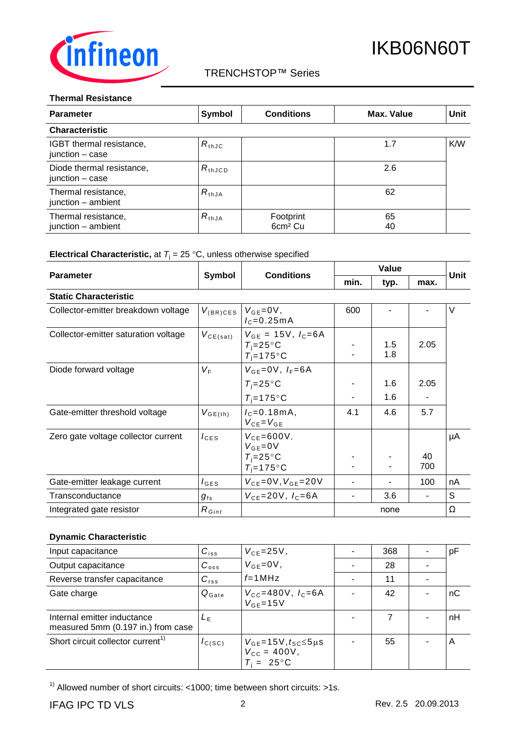### Thermal Resistance

| Parameter | Symbol | Conditions | Max. Value | Unit |
|---|---|---|---|---|
| **Characteristic** | | | | |
| IGBT thermal resistance, junction – case | $R_{thJC}$ | | 1.7 | K/W |
| Diode thermal resistance, junction – case | $R_{thJCD}$ | | 2.6 | |
| Thermal resistance, junction – ambient | $R_{thJA}$ | | 62 | |
| Thermal resistance, junction – ambient | $R_{thJA}$ | Footprint 6cm² Cu | 65 40 | |

### Electrical Characteristic, at $T_j$ = 25 °C, unless otherwise specified

| Parameter | Symbol | Conditions | Value | | | Unit |
|---|---|---|---|---|---|---|
| | | | min. | typ. | max. | |
| **Static Characteristic** | | | | | | |
| Collector-emitter breakdown voltage | $V_{(BR)CES}$ | $V_{GE}$=0V, $I_C$=0.25mA | 600 | - | - | V |
| Collector-emitter saturation voltage | $V_{CE(sat)}$ | $V_{GE}$ = 15V, $I_C$=6A<br>$T_j$=25°C<br>$T_j$=175°C | -<br>- | 1.5<br>1.8 | 2.05 | |
| Diode forward voltage | $V_F$ | $V_{GE}$=0V, $I_F$=6A<br>$T_j$=25°C<br>$T_j$=175°C | -<br>- | 1.6<br>1.6 | 2.05<br>- | |
| Gate-emitter threshold voltage | $V_{GE(th)}$ | $I_C$=0.18mA, $V_{CE}$=$V_{GE}$ | 4.1 | 4.6 | 5.7 | |
| Zero gate voltage collector current | $I_{CES}$ | $V_{CE}$=600V, $V_{GE}$=0V<br>$T_j$=25°C<br>$T_j$=175°C | -<br>- | -<br>- | 40<br>700 | µA |
| Gate-emitter leakage current | $I_{GES}$ | $V_{CE}$=0V, $V_{GE}$=20V | - | - | 100 | nA |
| Transconductance | $g_{fs}$ | $V_{CE}$=20V, $I_C$=6A | - | 3.6 | - | S |
| Integrated gate resistor | $R_{Gint}$ | | | none | | Ω |

### Dynamic Characteristic

| Parameter | Symbol | Conditions | min. | typ. | max. | Unit |
|---|---|---|---|---|---|---|
| Input capacitance | $C_{iss}$ | $V_{CE}$=25V, | - | 368 | - | pF |
| Output capacitance | $C_{oss}$ | $V_{GE}$=0V, | - | 28 | - | |
| Reverse transfer capacitance | $C_{rss}$ | $f$=1MHz | - | 11 | - | |
| Gate charge | $Q_{Gate}$ | $V_{CC}$=480V, $I_C$=6A<br>$V_{GE}$=15V | - | 42 | - | nC |
| Internal emitter inductance measured 5mm (0.197 in.) from case | $L_E$ | | - | 7 | - | nH |
| Short circuit collector current[1] | $I_{C(SC)}$ | $V_{GE}$=15V, $t_{SC}$≤5µs<br>$V_{CC}$ = 400V,<br>$T_j$ = 25°C | - | 55 | - | A |

[1] Allowed number of short circuits: <1000; time between short circuits: >1s.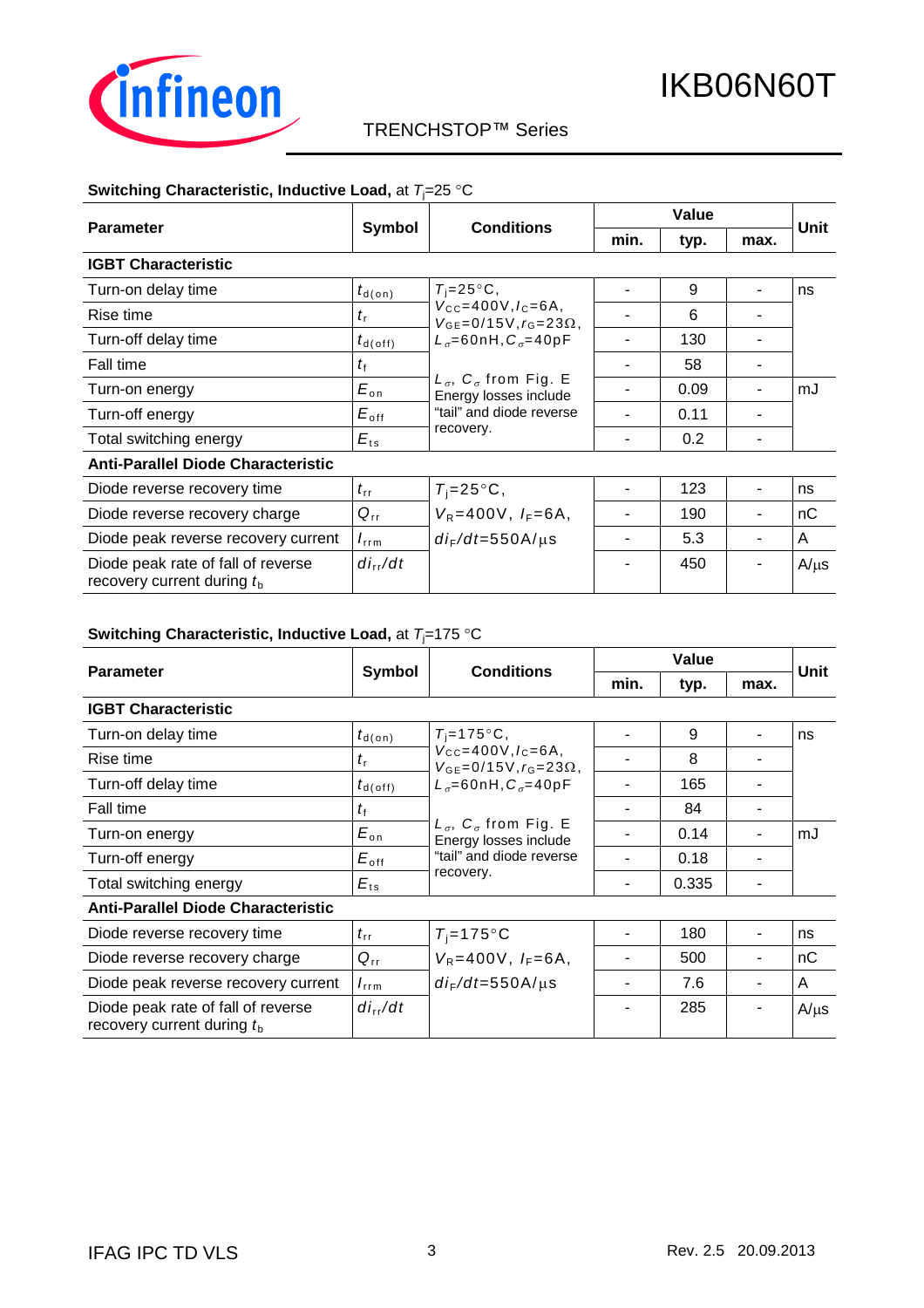**Switching Characteristic, Inductive Load,** at $T_j$=25 °C

| Parameter | Symbol | Conditions | Value | | | Unit |
|---|---|---|---|---|---|---|
| | | | min. | typ. | max. | |
| **IGBT Characteristic** | | | | | | |
| Turn-on delay time | $t_{d(on)}$ | $T_j$=25°C, $V_{CC}$=400V, $I_C$=6A, $V_{GE}$=0/15V, $r_G$=23Ω, $L_\sigma$=60nH, $C_\sigma$=40pF | - | 9 | - | ns |
| Rise time | $t_r$ | | - | 6 | - | |
| Turn-off delay time | $t_{d(off)}$ | | - | 130 | - | |
| Fall time | $t_f$ | | - | 58 | - | |
| Turn-on energy | $E_{on}$ | $L_\sigma$, $C_\sigma$ from Fig. E Energy losses include "tail" and diode reverse recovery. | - | 0.09 | - | mJ |
| Turn-off energy | $E_{off}$ | | - | 0.11 | - | |
| Total switching energy | $E_{ts}$ | | - | 0.2 | - | |
| **Anti-Parallel Diode Characteristic** | | | | | | |
| Diode reverse recovery time | $t_{rr}$ | $T_j$=25°C, $V_R$=400V, $I_F$=6A, $di_F/dt$=550A/µs | - | 123 | - | ns |
| Diode reverse recovery charge | $Q_{rr}$ | | - | 190 | - | nC |
| Diode peak reverse recovery current | $I_{rrm}$ | | - | 5.3 | - | A |
| Diode peak rate of fall of reverse recovery current during $t_b$ | $di_{rr}/dt$ | | - | 450 | - | A/µs |

**Switching Characteristic, Inductive Load,** at $T_j$=175 °C

| Parameter | Symbol | Conditions | Value | | | Unit |
|---|---|---|---|---|---|---|
| | | | min. | typ. | max. | |
| **IGBT Characteristic** | | | | | | |
| Turn-on delay time | $t_{d(on)}$ | $T_j$=175°C, $V_{CC}$=400V, $I_C$=6A, $V_{GE}$=0/15V, $r_G$=23Ω, $L_\sigma$=60nH, $C_\sigma$=40pF | - | 9 | - | ns |
| Rise time | $t_r$ | | - | 8 | - | |
| Turn-off delay time | $t_{d(off)}$ | | - | 165 | - | |
| Fall time | $t_f$ | | - | 84 | - | |
| Turn-on energy | $E_{on}$ | $L_\sigma$, $C_\sigma$ from Fig. E Energy losses include "tail" and diode reverse recovery. | - | 0.14 | - | mJ |
| Turn-off energy | $E_{off}$ | | - | 0.18 | - | |
| Total switching energy | $E_{ts}$ | | - | 0.335 | - | |
| **Anti-Parallel Diode Characteristic** | | | | | | |
| Diode reverse recovery time | $t_{rr}$ | $T_j$=175°C $V_R$=400V, $I_F$=6A, $di_F/dt$=550A/µs | - | 180 | - | ns |
| Diode reverse recovery charge | $Q_{rr}$ | | - | 500 | - | nC |
| Diode peak reverse recovery current | $I_{rrm}$ | | - | 7.6 | - | A |
| Diode peak rate of fall of reverse recovery current during $t_b$ | $di_{rr}/dt$ | | - | 285 | - | A/µs |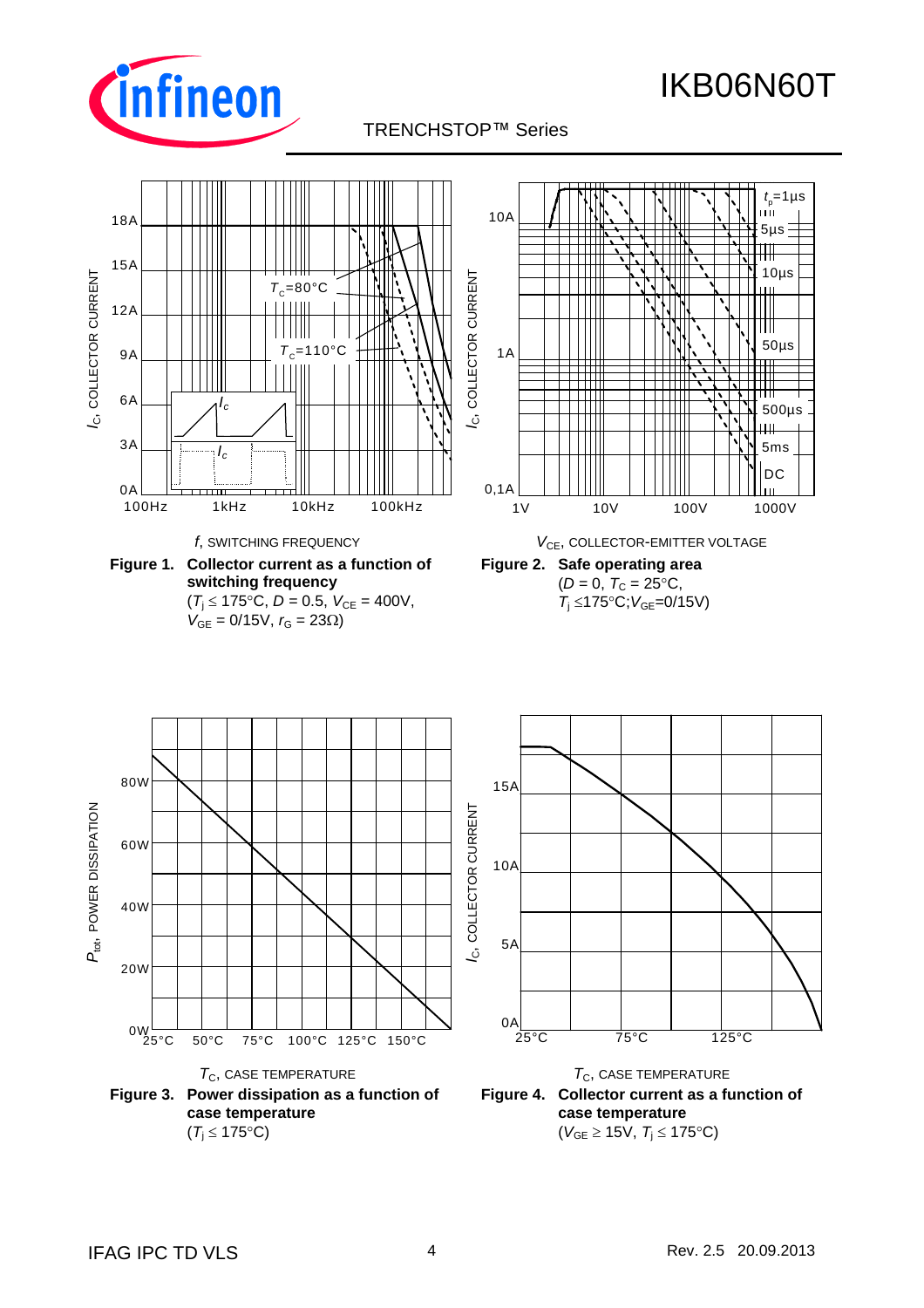*f*, SWITCHING FREQUENCY

**Figure 1. Collector current as a function of switching frequency**
($T_j \leq 175°C$, $D = 0.5$, $V_{CE} = 400V$, $V_{GE} = 0/15V$, $r_G = 23\Omega$)

$V_{CE}$, COLLECTOR-EMITTER VOLTAGE

**Figure 2. Safe operating area**
($D = 0$, $T_C = 25°C$, $T_j \leq 175°C$; $V_{GE}=0/15V$)

$T_C$, CASE TEMPERATURE

**Figure 3. Power dissipation as a function of case temperature**
($T_j \leq 175°C$)

$T_C$, CASE TEMPERATURE

**Figure 4. Collector current as a function of case temperature**
($V_{GE} \geq 15V$, $T_j \leq 175°C$)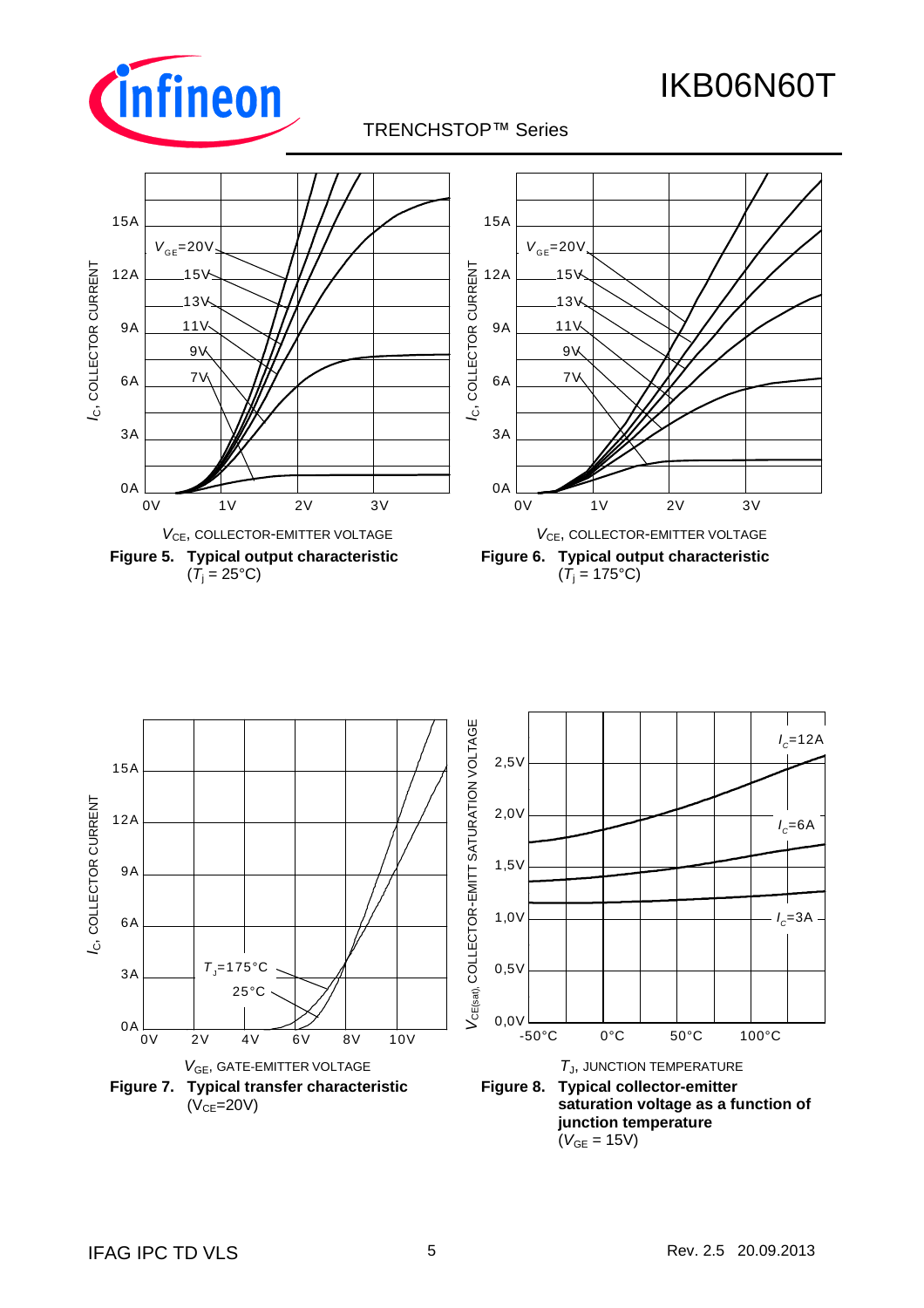**Figure 5. Typical output characteristic**
($T_j$ = 25°C)

**Figure 6. Typical output characteristic**
($T_j$ = 175°C)

**Figure 7. Typical transfer characteristic**
($V_{CE}$=20V)

**Figure 8. Typical collector-emitter saturation voltage as a function of junction temperature**
($V_{GE}$ = 15V)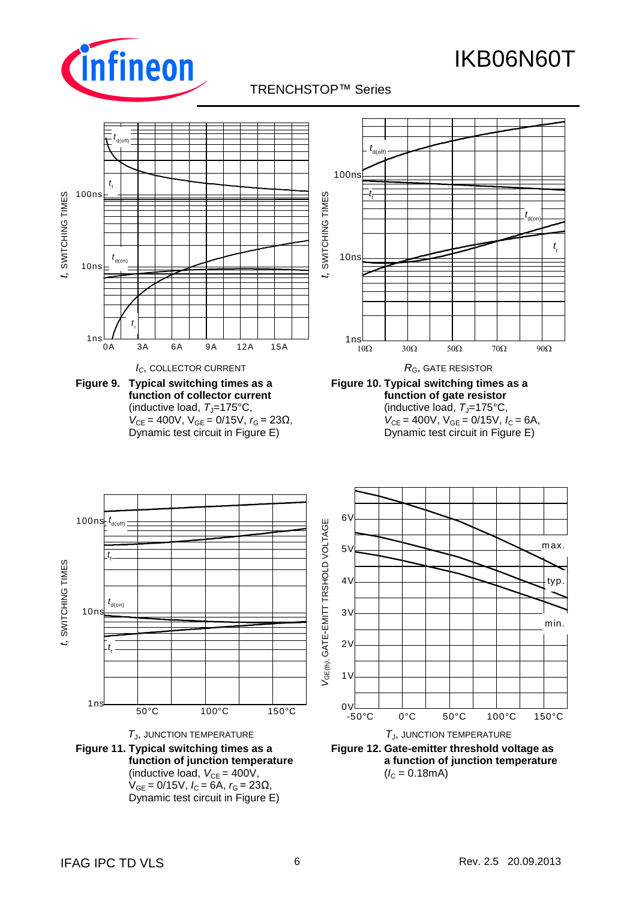**Figure 9. Typical switching times as a function of collector current**
(inductive load, $T_J$=175°C, $V_{CE}$ = 400V, $V_{GE}$ = 0/15V, $r_G$ = 23Ω, Dynamic test circuit in Figure E)

**Figure 10. Typical switching times as a function of gate resistor**
(inductive load, $T_J$=175°C, $V_{CE}$ = 400V, $V_{GE}$ = 0/15V, $I_C$ = 6A, Dynamic test circuit in Figure E)

**Figure 11. Typical switching times as a function of junction temperature**
(inductive load, $V_{CE}$ = 400V, $V_{GE}$ = 0/15V, $I_C$ = 6A, $r_G$ = 23Ω, Dynamic test circuit in Figure E)

**Figure 12. Gate-emitter threshold voltage as a function of junction temperature**
($I_C$ = 0.18mA)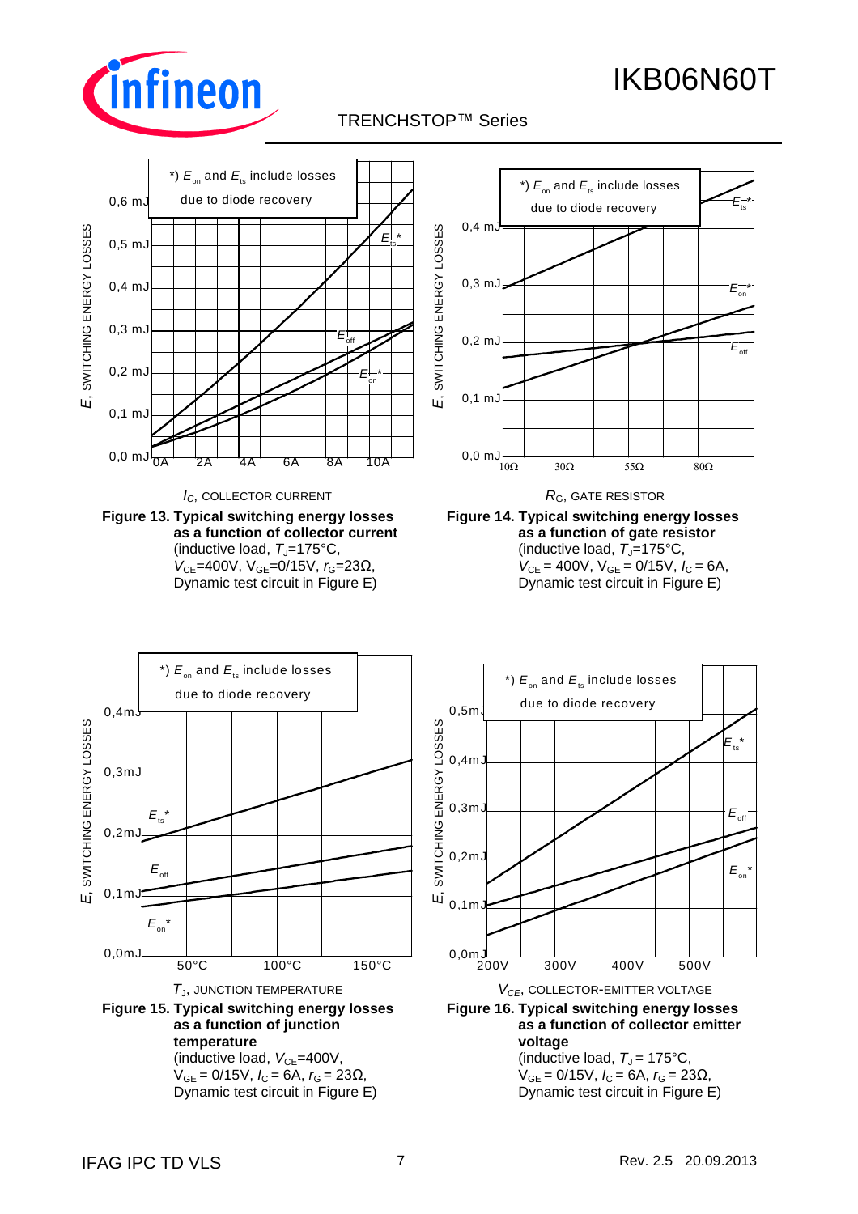**Figure 13. Typical switching energy losses as a function of collector current**
(inductive load, $T_J$=175°C, $V_{CE}$=400V, $V_{GE}$=0/15V, $r_G$=23Ω, Dynamic test circuit in Figure E)

**Figure 14. Typical switching energy losses as a function of gate resistor**
(inductive load, $T_J$=175°C, $V_{CE}$ = 400V, $V_{GE}$ = 0/15V, $I_C$ = 6A, Dynamic test circuit in Figure E)

**Figure 15. Typical switching energy losses as a function of junction temperature**
(inductive load, $V_{CE}$=400V, $V_{GE}$ = 0/15V, $I_C$ = 6A, $r_G$ = 23Ω, Dynamic test circuit in Figure E)

**Figure 16. Typical switching energy losses as a function of collector emitter voltage**
(inductive load, $T_J$ = 175°C, $V_{GE}$ = 0/15V, $I_C$ = 6A, $r_G$ = 23Ω, Dynamic test circuit in Figure E)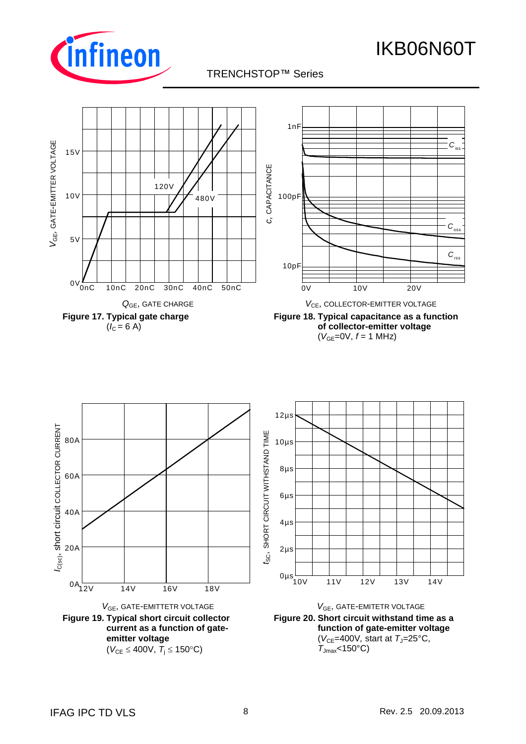$V_{GE}$, GATE-EMITTER VOLTAGE

15V

10V

5V

0V

0nC 10nC 20nC 30nC 40nC 50nC

120V

480V

$Q_{GE}$, GATE CHARGE

**Figure 17. Typical gate charge**
($I_C$ = 6 A)

$c$, CAPACITANCE

1nF

100pF

10pF

0V 10V 20V

$C_{iss}$

$C_{oss}$

$C_{rss}$

$V_{CE}$, COLLECTOR-EMITTER VOLTAGE

**Figure 18. Typical capacitance as a function of collector-emitter voltage**
($V_{GE}$=0V, $f$ = 1 MHz)

$I_{C(sc)}$, short circuit COLLECTOR CURRENT

80A

60A

40A

20A

0A

12V 14V 16V 18V

$V_{GE}$, GATE-EMITTETR VOLTAGE

**Figure 19. Typical short circuit collector current as a function of gate-emitter voltage**
($V_{CE} \leq$ 400V, $T_j \leq$ 150°C)

$t_{SC}$, SHORT CIRCUIT WITHSTAND TIME

12µs

10µs

8µs

6µs

4µs

2µs

0µs

10V 11V 12V 13V 14V

$V_{GE}$, GATE-EMITETR VOLTAGE

**Figure 20. Short circuit withstand time as a function of gate-emitter voltage**
($V_{CE}$=400V, start at $T_J$=25°C, $T_{Jmax}$<150°C)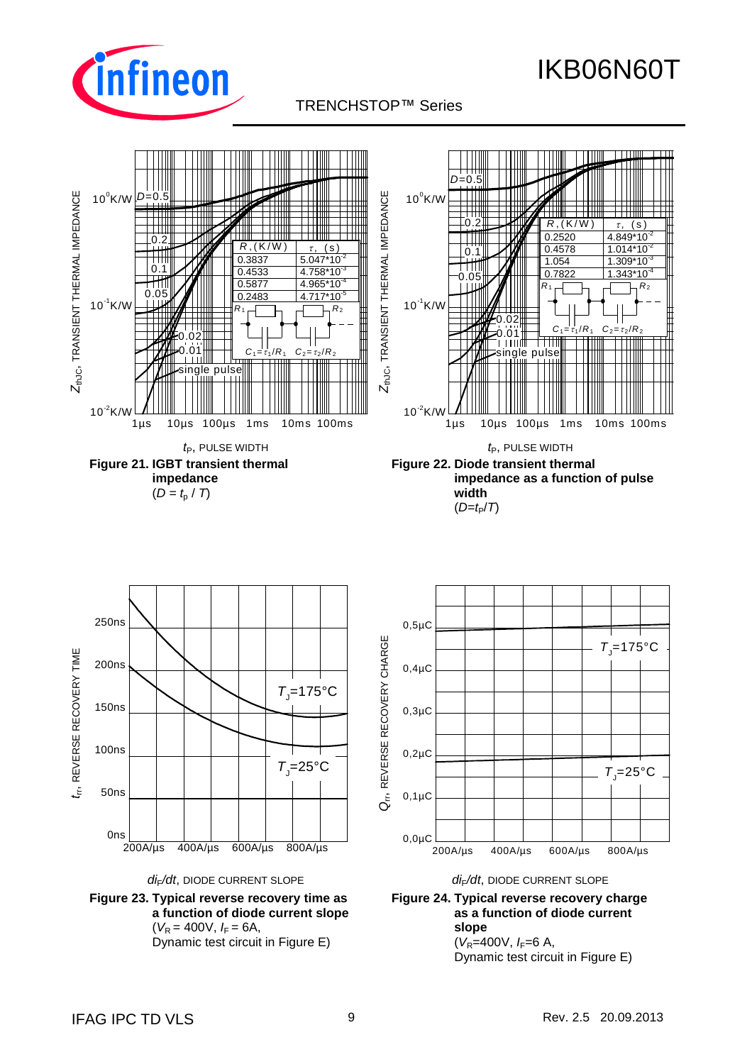| R,(K/W) | τ, (s) |
|---|---|
| 0.3837 | 5.047*10$^{-2}$ |
| 0.4533 | 4.758*10$^{-3}$ |
| 0.5877 | 4.965*10$^{-4}$ |
| 0.2483 | 4.717*10$^{-5}$ |

$C_1=\tau_1/R_1$  $C_2=\tau_2/R_2$

$t_P$, PULSE WIDTH

**Figure 21. IGBT transient thermal impedance**
($D = t_p / T$)

| R,(K/W) | τ, (s) |
|---|---|
| 0.2520 | 4.849*10$^{-2}$ |
| 0.4578 | 1.014*10$^{-2}$ |
| 1.054 | 1.309*10$^{-3}$ |
| 0.7822 | 1.343*10$^{-4}$ |

$C_1=\tau_1/R_1$  $C_2=\tau_2/R_2$

$t_P$, PULSE WIDTH

**Figure 22. Diode transient thermal impedance as a function of pulse width**
($D=t_P/T$)

$di_F/dt$, DIODE CURRENT SLOPE

**Figure 23. Typical reverse recovery time as a function of diode current slope**
($V_R$ = 400V, $I_F$ = 6A,
Dynamic test circuit in Figure E)

$di_F/dt$, DIODE CURRENT SLOPE

**Figure 24. Typical reverse recovery charge as a function of diode current slope**
($V_R$=400V, $I_F$=6 A,
Dynamic test circuit in Figure E)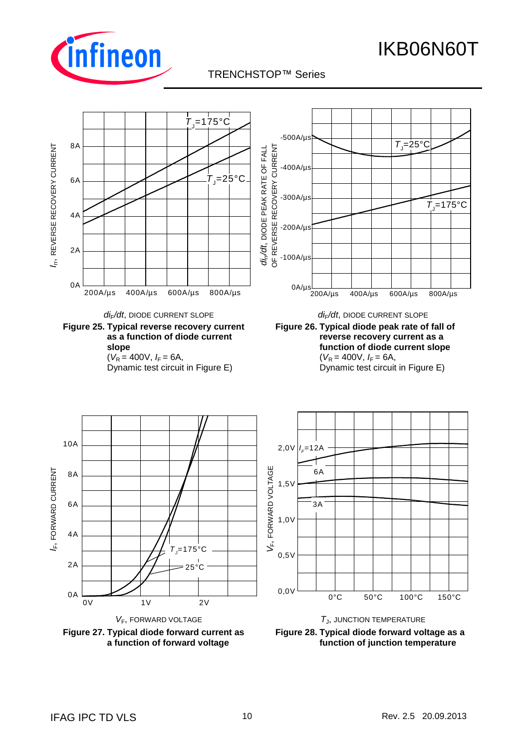$I_{rr}$, REVERSE RECOVERY CURRENT

$T_J$=175°C

$T_J$=25°C

0A, 2A, 4A, 6A, 8A

200A/µs 400A/µs 600A/µs 800A/µs

$di_F/dt$, DIODE CURRENT SLOPE

**Figure 25. Typical reverse recovery current as a function of diode current slope**
($V_R$ = 400V, $I_F$ = 6A,
Dynamic test circuit in Figure E)

$di_{rr}/dt$, DIODE PEAK RATE OF FALL OF REVERSE RECOVERY CURRENT

$T_J$=25°C

$T_J$=175°C

0A/µs, -100A/µs, -200A/µs, -300A/µs, -400A/µs, -500A/µs

200A/µs 400A/µs 600A/µs 800A/µs

$di_F/dt$, DIODE CURRENT SLOPE

**Figure 26. Typical diode peak rate of fall of reverse recovery current as a function of diode current slope**
($V_R$ = 400V, $I_F$ = 6A,
Dynamic test circuit in Figure E)

$I_F$, FORWARD CURRENT

$T_J$=175°C

25°C

0A, 2A, 4A, 6A, 8A, 10A

0V 1V 2V

$V_F$, FORWARD VOLTAGE

**Figure 27. Typical diode forward current as a function of forward voltage**

$V_F$, FORWARD VOLTAGE

$I_F$=12A

6A

3A

0,0V, 0,5V, 1,0V, 1,5V, 2,0V

0°C 50°C 100°C 150°C

$T_J$, JUNCTION TEMPERATURE

**Figure 28. Typical diode forward voltage as a function of junction temperature**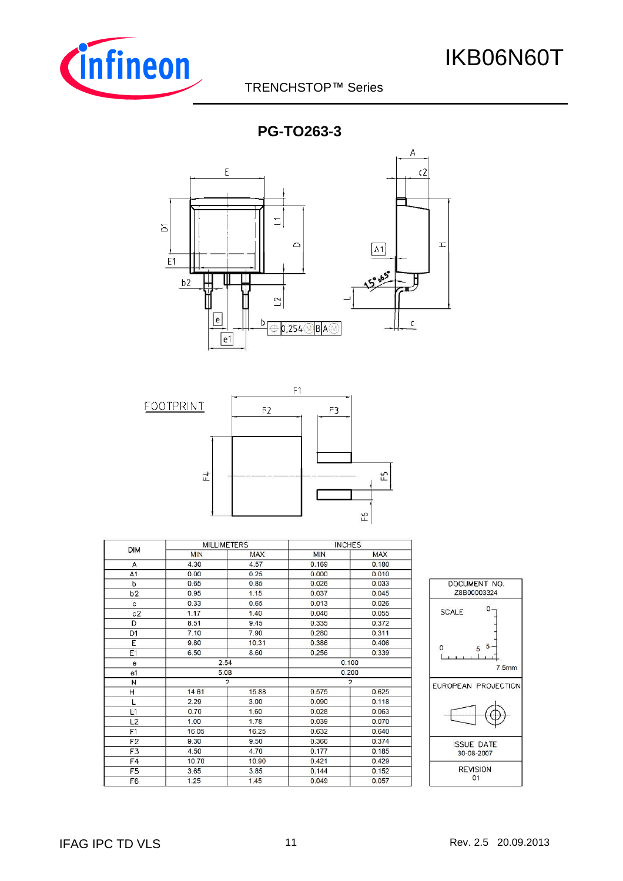## PG-TO263-3

FOOTPRINT

| DIM | MILLIMETERS | | INCHES | |
|---|---|---|---|---|
| | MIN | MAX | MIN | MAX |
| A | 4.30 | 4.57 | 0.169 | 0.180 |
| A1 | 0.00 | 0.25 | 0.000 | 0.010 |
| b | 0.65 | 0.85 | 0.026 | 0.033 |
| b2 | 0.95 | 1.15 | 0.037 | 0.045 |
| c | 0.33 | 0.65 | 0.013 | 0.026 |
| c2 | 1.17 | 1.40 | 0.046 | 0.055 |
| D | 8.51 | 9.45 | 0.335 | 0.372 |
| D1 | 7.10 | 7.90 | 0.280 | 0.311 |
| E | 9.80 | 10.31 | 0.386 | 0.406 |
| E1 | 6.50 | 8.60 | 0.256 | 0.339 |
| e | 2.54 | | 0.100 | |
| e1 | 5.08 | | 0.200 | |
| N | 2 | | 2 | |
| H | 14.61 | 15.88 | 0.575 | 0.625 |
| L | 2.29 | 3.00 | 0.090 | 0.118 |
| L1 | 0.70 | 1.60 | 0.028 | 0.063 |
| L2 | 1.00 | 1.78 | 0.039 | 0.070 |
| F1 | 16.05 | 16.25 | 0.632 | 0.640 |
| F2 | 9.30 | 9.50 | 0.366 | 0.374 |
| F3 | 4.50 | 4.70 | 0.177 | 0.185 |
| F4 | 10.70 | 10.90 | 0.421 | 0.429 |
| F5 | 3.65 | 3.85 | 0.144 | 0.152 |
| F6 | 1.25 | 1.45 | 0.049 | 0.057 |

| DOCUMENT NO. |
|---|
| Z8B00003324 |
| SCALE 0 — 7.5mm |
| EUROPEAN PROJECTION |
| ISSUE DATE 30-08-2007 |
| REVISION 01 |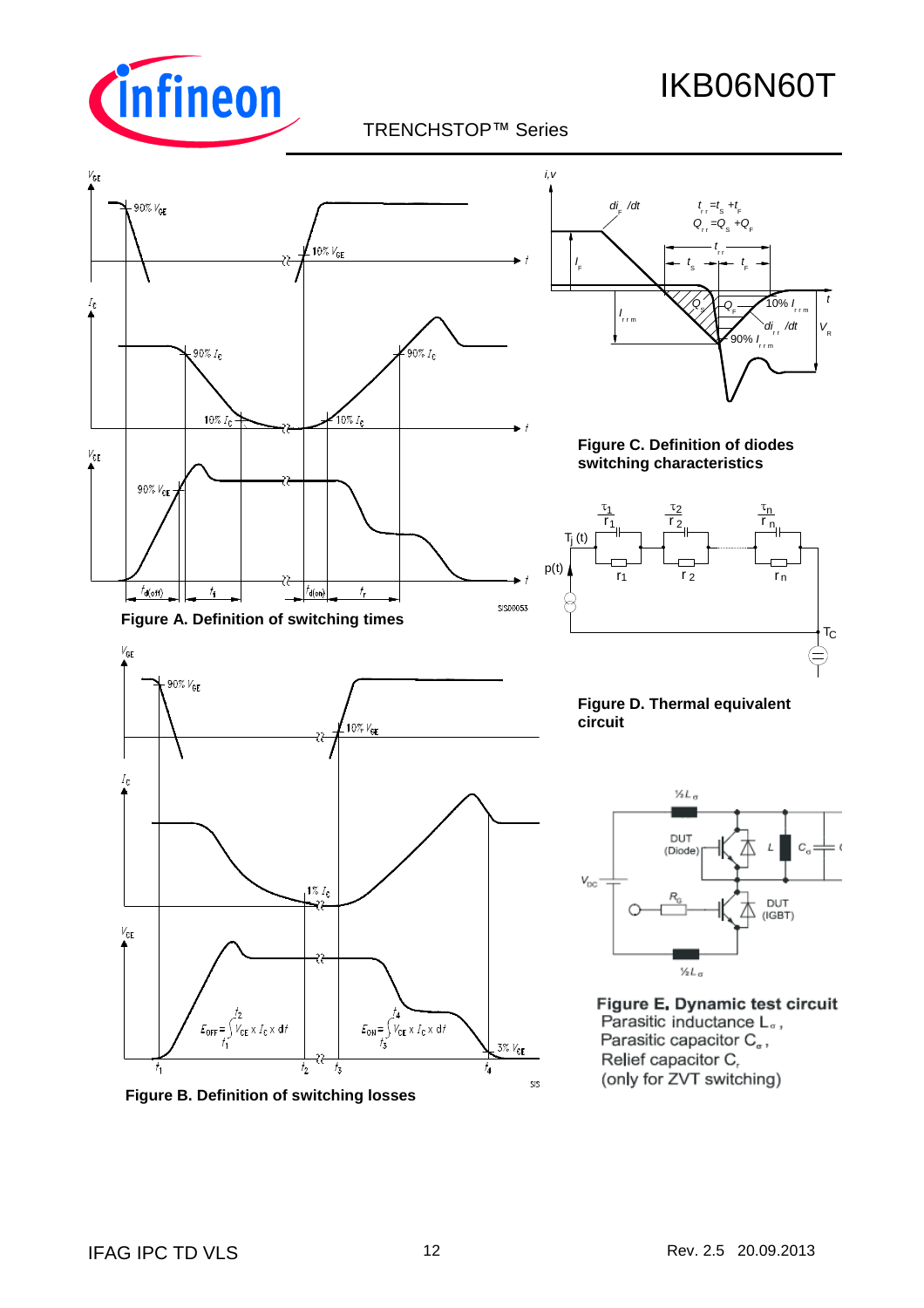**Figure A. Definition of switching times**

**Figure C. Definition of diodes switching characteristics**

**Figure D. Thermal equivalent circuit**

**Figure B. Definition of switching losses**

**Figure E. Dynamic test circuit**
Parasitic inductance $L_\sigma$,
Parasitic capacitor $C_\sigma$,
Relief capacitor $C_r$
(only for ZVT switching)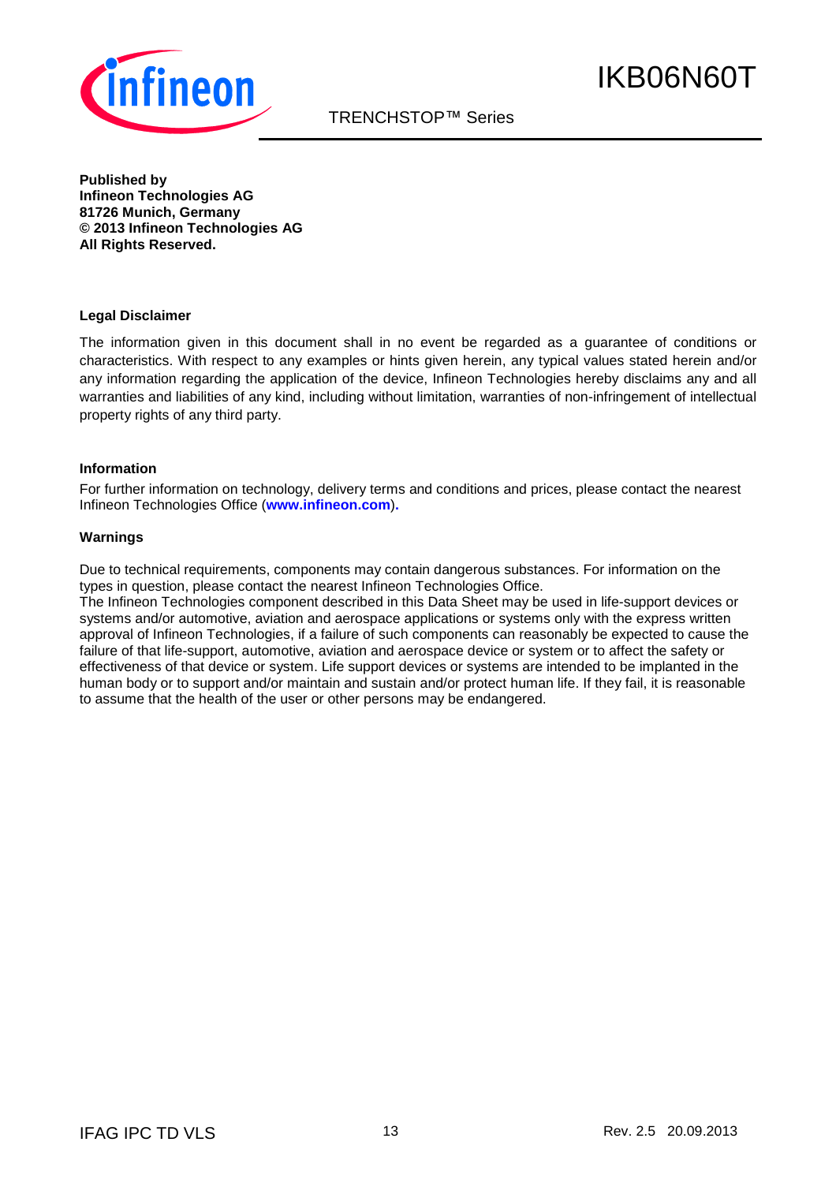**Published by**
**Infineon Technologies AG**
**81726 Munich, Germany**
**© 2013 Infineon Technologies AG**
**All Rights Reserved.**

### Legal Disclaimer

The information given in this document shall in no event be regarded as a guarantee of conditions or characteristics. With respect to any examples or hints given herein, any typical values stated herein and/or any information regarding the application of the device, Infineon Technologies hereby disclaims any and all warranties and liabilities of any kind, including without limitation, warranties of non-infringement of intellectual property rights of any third party.

### Information

For further information on technology, delivery terms and conditions and prices, please contact the nearest Infineon Technologies Office (**www.infineon.com**).

### Warnings

Due to technical requirements, components may contain dangerous substances. For information on the types in question, please contact the nearest Infineon Technologies Office.
The Infineon Technologies component described in this Data Sheet may be used in life-support devices or systems and/or automotive, aviation and aerospace applications or systems only with the express written approval of Infineon Technologies, if a failure of such components can reasonably be expected to cause the failure of that life-support, automotive, aviation and aerospace device or system or to affect the safety or effectiveness of that device or system. Life support devices or systems are intended to be implanted in the human body or to support and/or maintain and sustain and/or protect human life. If they fail, it is reasonable to assume that the health of the user or other persons may be endangered.